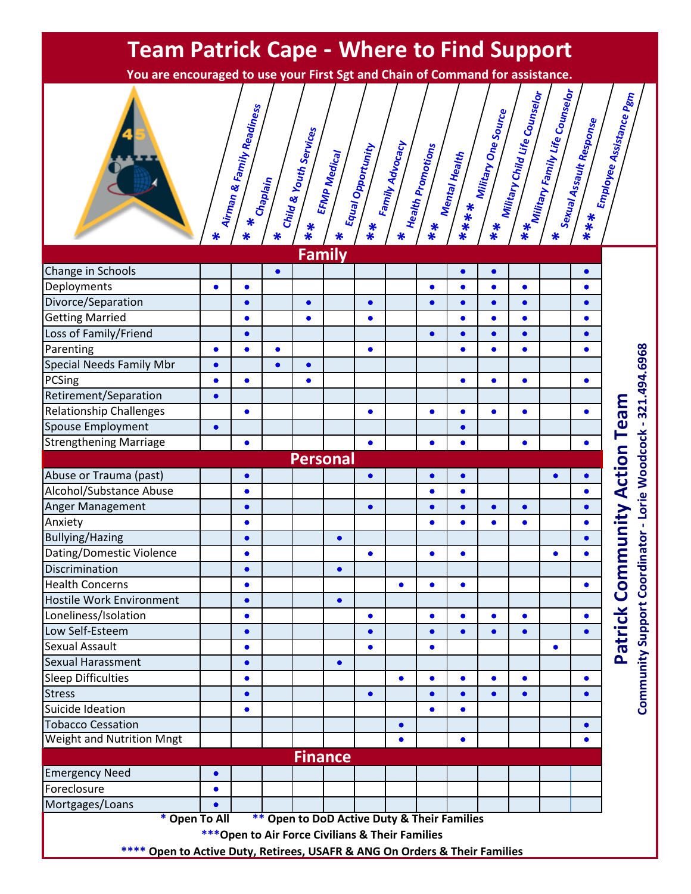# Team Patrick Cape - Where to Find Support

**You are encouraged to use your First Sgt and Chain of Command for assistance.**

| | * Airman & Family Readiness | ** Chaplain | * Child & Youth Services | ** EFMP Medical | * Equal Opportunity | ** Family Advocacy | * Health Promotions | ** Mental Health | **** Military One Source | ** Military Child Life Counselor | ** Military Family Life Counselor | * Sexual Assault Response | *** Employee Assistance Pgm |
|---|---|---|---|---|---|---|---|---|---|---|---|---|---|
| **Family** | | | | | | | | | | | | | |
| Change in Schools | | | • | | | | | | • | • | | | • |
| Deployments | • | • | | | | | | • | • | • | • | | • |
| Divorce/Separation | | • | | • | | • | | • | • | • | • | | • |
| Getting Married | | • | | • | | • | | | • | • | • | | • |
| Loss of Family/Friend | | • | | | | | | • | • | • | • | | • |
| Parenting | • | • | • | | | • | | | • | • | • | | • |
| Special Needs Family Mbr | • | | • | • | | | | | | | | | |
| PCSing | • | • | | • | | | | | • | • | • | | • |
| Retirement/Separation | • | | | | | | | | | | | | |
| Relationship Challenges | | • | | | | • | | • | • | • | • | | • |
| Spouse Employment | • | | | | | | | | • | | | | |
| Strengthening Marriage | | • | | | | • | | • | • | | • | | • |
| **Personal** | | | | | | | | | | | | | |
| Abuse or Trauma (past) | | • | | | | • | | • | • | | | • | • |
| Alcohol/Substance Abuse | | • | | | | | | • | • | | | | • |
| Anger Management | | • | | | | • | | • | • | • | • | | • |
| Anxiety | | • | | | | | | • | • | • | • | | • |
| Bullying/Hazing | | • | | | • | | | | | | | | • |
| Dating/Domestic Violence | | • | | | | • | | • | • | | | • | • |
| Discrimination | | • | | | • | | | | | | | | |
| Health Concerns | | • | | | | | • | • | • | | | | • |
| Hostile Work Environment | | • | | | • | | | | | | | | |
| Loneliness/Isolation | | • | | | | • | | • | • | • | • | | • |
| Low Self-Esteem | | • | | | | • | | • | • | • | • | | • |
| Sexual Assault | | • | | | | • | | • | | | | • | |
| Sexual Harassment | | • | | | • | | | | | | | | |
| Sleep Difficulties | | • | | | | | • | • | • | • | • | | • |
| Stress | | • | | | | • | | • | • | • | • | | • |
| Suicide Ideation | | • | | | | | | • | • | | | | |
| Tobacco Cessation | | | | | | | • | | | | | | • |
| Weight and Nutrition Mngt | | | | | | | • | | • | | | | • |
| **Finance** | | | | | | | | | | | | | |
| Emergency Need | • | | | | | | | | | | | | |
| Foreclosure | • | | | | | | | | | | | | |
| Mortgages/Loans | • | | | | | | | | | | | | |

\* Open To All  ** Open to DoD Active Duty & Their Families

***Open to Air Force Civilians & Their Families

**** Open to Active Duty, Retirees, USAFR & ANG On Orders & Their Families

**Patrick Community Action Team**

**Community Support Coordinator - Lorie Woodcock - 321.494.6968**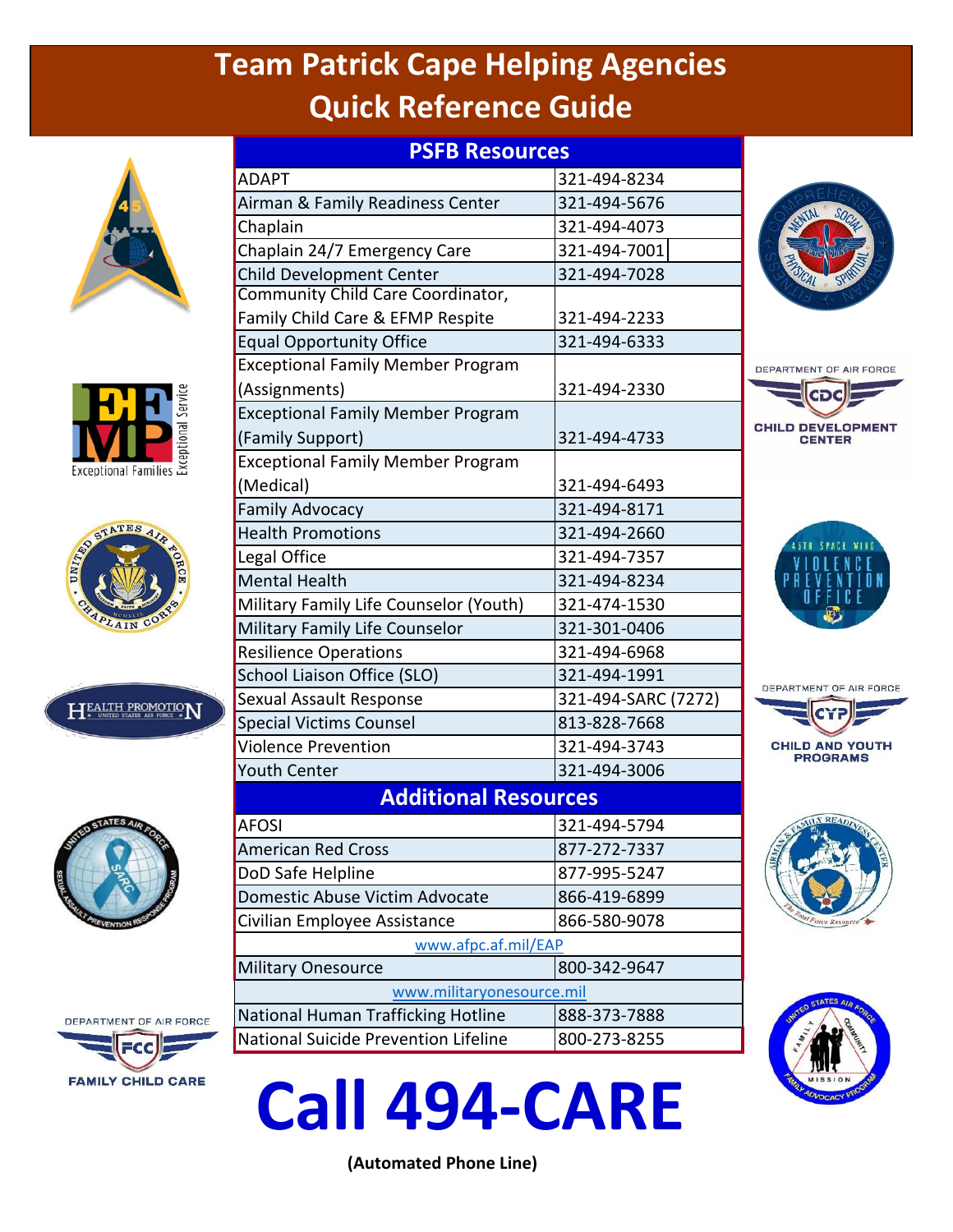# Team Patrick Cape Helping Agencies
# Quick Reference Guide

| PSFB Resources | |
|---|---|
| ADAPT | 321-494-8234 |
| Airman & Family Readiness Center | 321-494-5676 |
| Chaplain | 321-494-4073 |
| Chaplain 24/7 Emergency Care | 321-494-7001 |
| Child Development Center | 321-494-7028 |
| Community Child Care Coordinator, Family Child Care & EFMP Respite | 321-494-2233 |
| Equal Opportunity Office | 321-494-6333 |
| Exceptional Family Member Program (Assignments) | 321-494-2330 |
| Exceptional Family Member Program (Family Support) | 321-494-4733 |
| Exceptional Family Member Program (Medical) | 321-494-6493 |
| Family Advocacy | 321-494-8171 |
| Health Promotions | 321-494-2660 |
| Legal Office | 321-494-7357 |
| Mental Health | 321-494-8234 |
| Military Family Life Counselor (Youth) | 321-474-1530 |
| Military Family Life Counselor | 321-301-0406 |
| Resilience Operations | 321-494-6968 |
| School Liaison Office (SLO) | 321-494-1991 |
| Sexual Assault Response | 321-494-SARC (7272) |
| Special Victims Counsel | 813-828-7668 |
| Violence Prevention | 321-494-3743 |
| Youth Center | 321-494-3006 |
| **Additional Resources** | |
| AFOSI | 321-494-5794 |
| American Red Cross | 877-272-7337 |
| DoD Safe Helpline | 877-995-5247 |
| Domestic Abuse Victim Advocate | 866-419-6899 |
| Civilian Employee Assistance | 866-580-9078 |
| www.afpc.af.mil/EAP | |
| Military Onesource | 800-342-9647 |
| www.militaryonesource.mil | |
| National Human Trafficking Hotline | 888-373-7888 |
| National Suicide Prevention Lifeline | 800-273-8255 |

# Call 494-CARE

**(Automated Phone Line)**